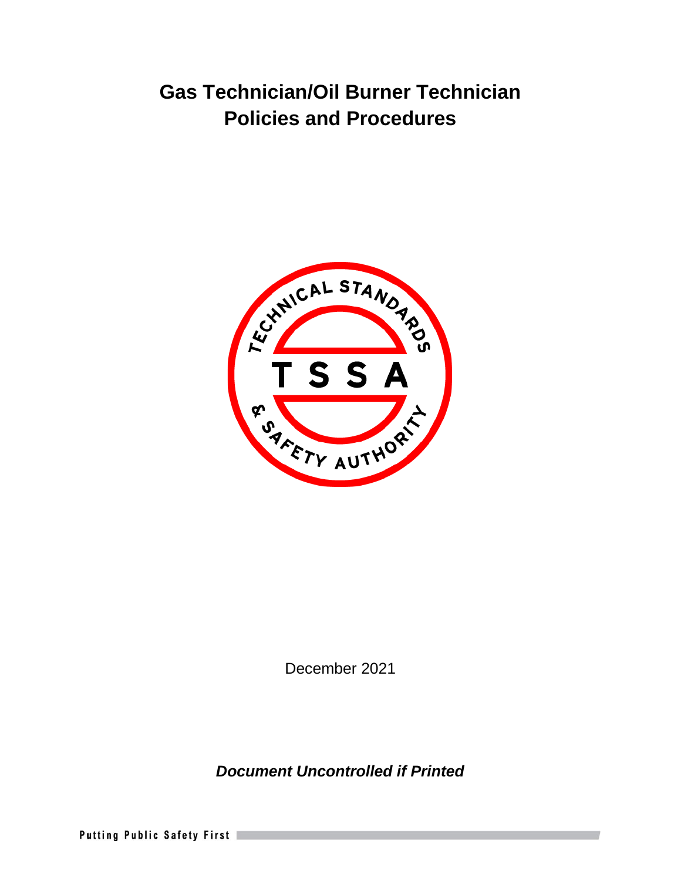# Gas Technician/Oil Burner Technician Policies and Procedures

December 2021

***Document Uncontrolled if Printed***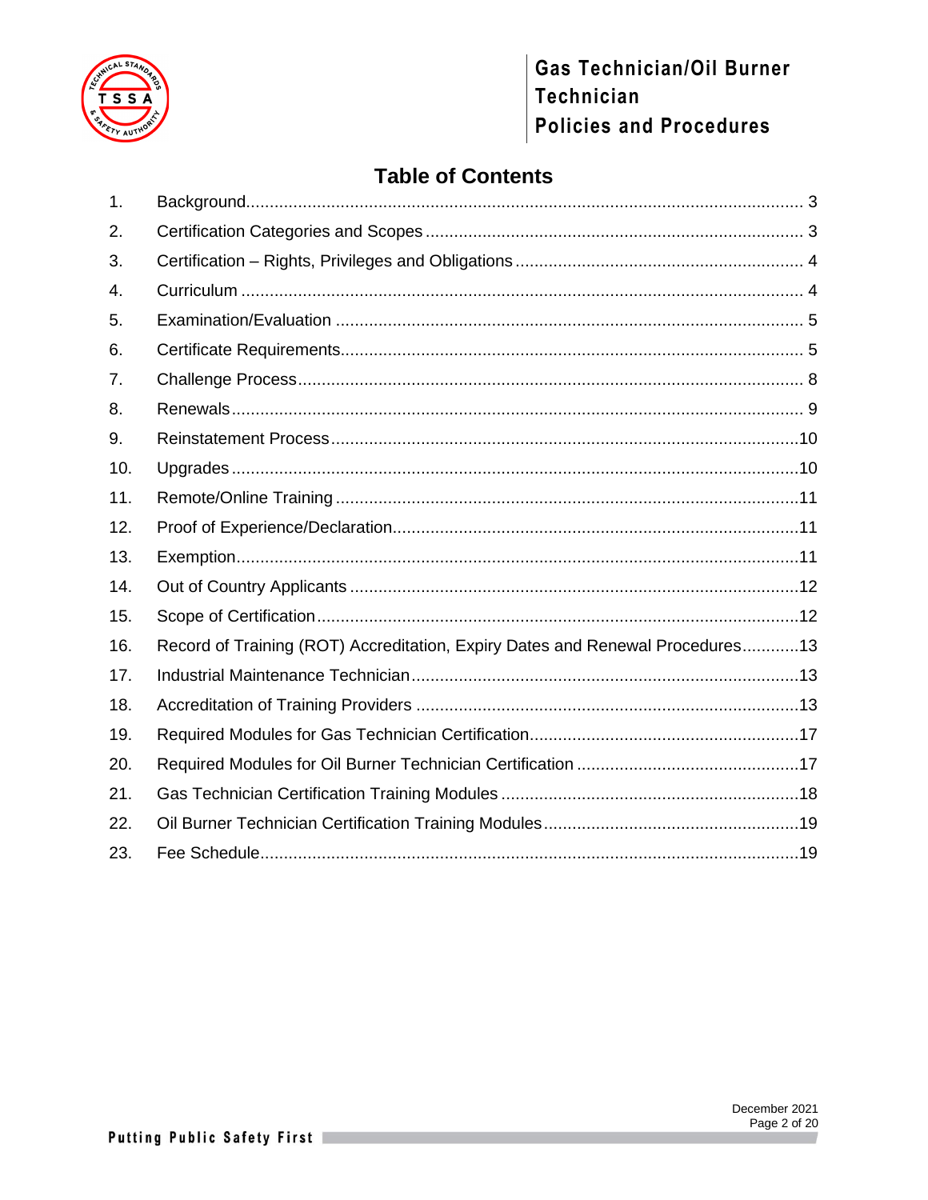## Table of Contents

1. Background .......... 3
2. Certification Categories and Scopes .......... 3
3. Certification – Rights, Privileges and Obligations .......... 4
4. Curriculum .......... 4
5. Examination/Evaluation .......... 5
6. Certificate Requirements .......... 5
7. Challenge Process .......... 8
8. Renewals .......... 9
9. Reinstatement Process .......... 10
10. Upgrades .......... 10
11. Remote/Online Training .......... 11
12. Proof of Experience/Declaration .......... 11
13. Exemption .......... 11
14. Out of Country Applicants .......... 12
15. Scope of Certification .......... 12
16. Record of Training (ROT) Accreditation, Expiry Dates and Renewal Procedures .......... 13
17. Industrial Maintenance Technician .......... 13
18. Accreditation of Training Providers .......... 13
19. Required Modules for Gas Technician Certification .......... 17
20. Required Modules for Oil Burner Technician Certification .......... 17
21. Gas Technician Certification Training Modules .......... 18
22. Oil Burner Technician Certification Training Modules .......... 19
23. Fee Schedule .......... 19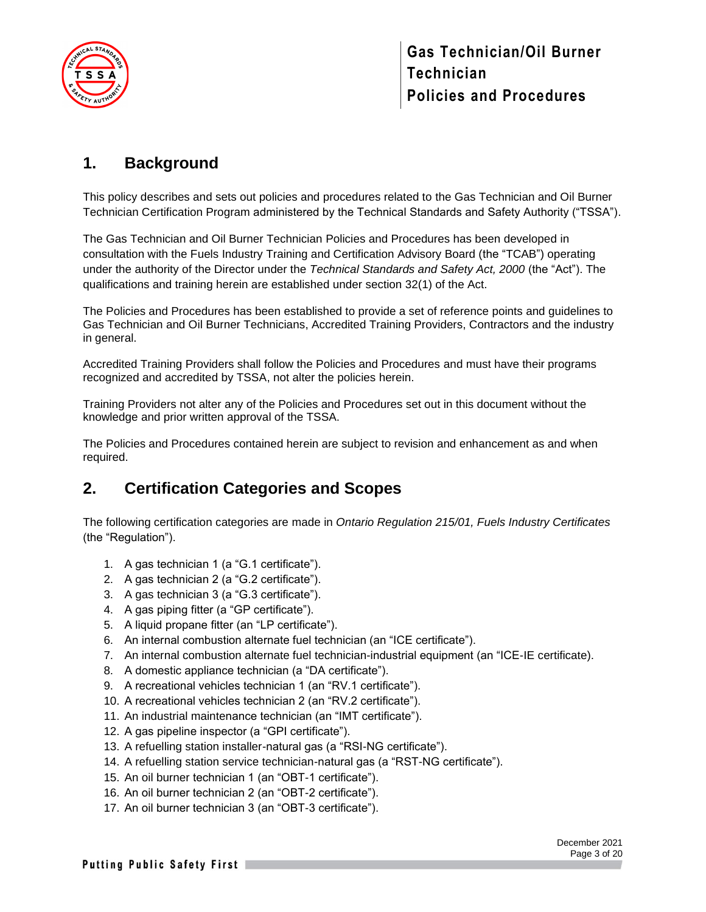## 1. Background

This policy describes and sets out policies and procedures related to the Gas Technician and Oil Burner Technician Certification Program administered by the Technical Standards and Safety Authority ("TSSA").

The Gas Technician and Oil Burner Technician Policies and Procedures has been developed in consultation with the Fuels Industry Training and Certification Advisory Board (the "TCAB") operating under the authority of the Director under the *Technical Standards and Safety Act, 2000* (the "Act"). The qualifications and training herein are established under section 32(1) of the Act.

The Policies and Procedures has been established to provide a set of reference points and guidelines to Gas Technician and Oil Burner Technicians, Accredited Training Providers, Contractors and the industry in general.

Accredited Training Providers shall follow the Policies and Procedures and must have their programs recognized and accredited by TSSA, not alter the policies herein.

Training Providers not alter any of the Policies and Procedures set out in this document without the knowledge and prior written approval of the TSSA.

The Policies and Procedures contained herein are subject to revision and enhancement as and when required.

## 2. Certification Categories and Scopes

The following certification categories are made in *Ontario Regulation 215/01, Fuels Industry Certificates* (the "Regulation").

1. A gas technician 1 (a "G.1 certificate").
2. A gas technician 2 (a "G.2 certificate").
3. A gas technician 3 (a "G.3 certificate").
4. A gas piping fitter (a "GP certificate").
5. A liquid propane fitter (an "LP certificate").
6. An internal combustion alternate fuel technician (an "ICE certificate").
7. An internal combustion alternate fuel technician-industrial equipment (an "ICE-IE certificate).
8. A domestic appliance technician (a "DA certificate").
9. A recreational vehicles technician 1 (an "RV.1 certificate").
10. A recreational vehicles technician 2 (an "RV.2 certificate").
11. An industrial maintenance technician (an "IMT certificate").
12. A gas pipeline inspector (a "GPI certificate").
13. A refuelling station installer-natural gas (a "RSI-NG certificate").
14. A refuelling station service technician-natural gas (a "RST-NG certificate").
15. An oil burner technician 1 (an "OBT-1 certificate").
16. An oil burner technician 2 (an "OBT-2 certificate").
17. An oil burner technician 3 (an "OBT-3 certificate").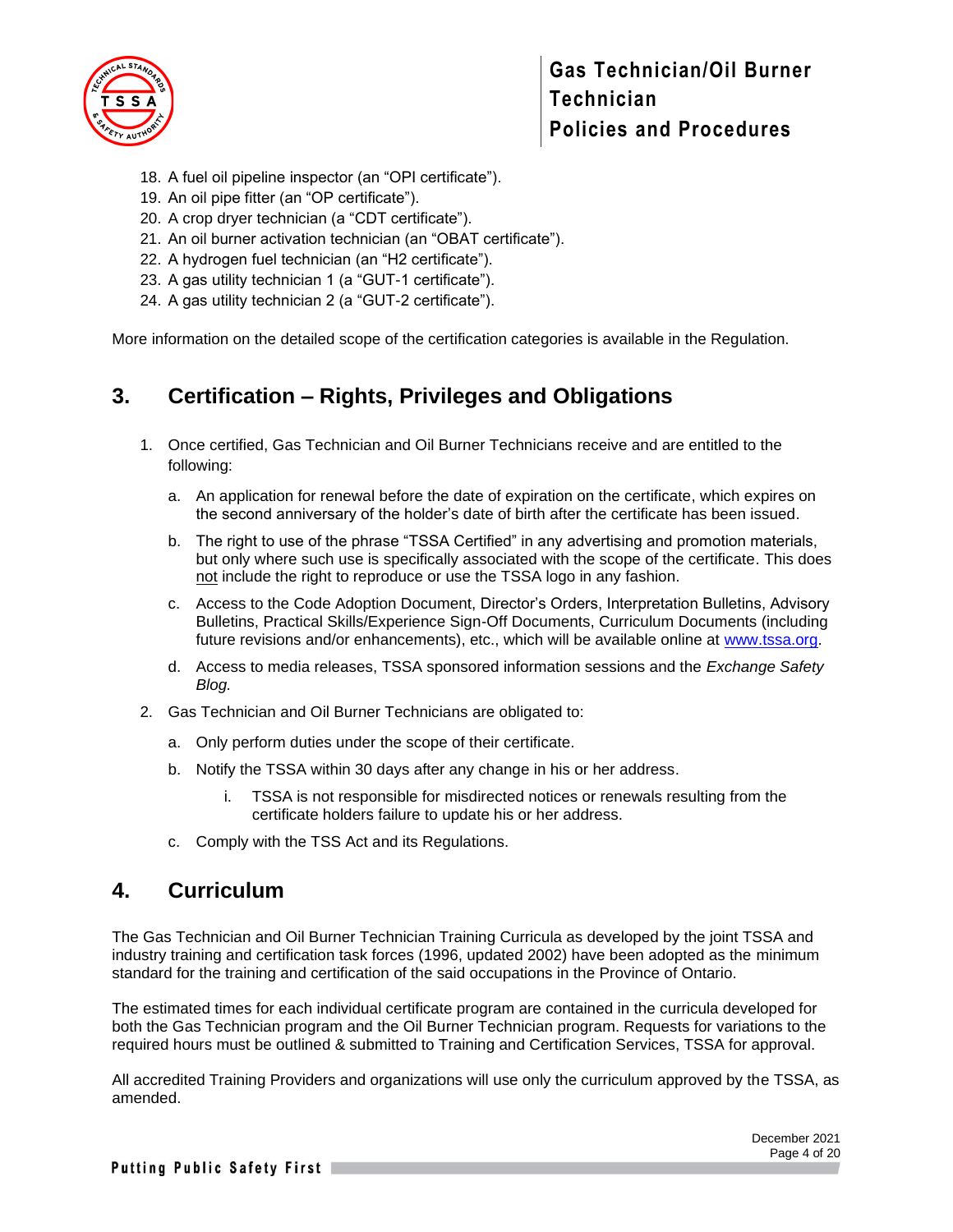18. A fuel oil pipeline inspector (an "OPI certificate").
19. An oil pipe fitter (an "OP certificate").
20. A crop dryer technician (a "CDT certificate").
21. An oil burner activation technician (an "OBAT certificate").
22. A hydrogen fuel technician (an "H2 certificate").
23. A gas utility technician 1 (a "GUT-1 certificate").
24. A gas utility technician 2 (a "GUT-2 certificate").

More information on the detailed scope of the certification categories is available in the Regulation.

## 3. Certification – Rights, Privileges and Obligations

1. Once certified, Gas Technician and Oil Burner Technicians receive and are entitled to the following:

   a. An application for renewal before the date of expiration on the certificate, which expires on the second anniversary of the holder's date of birth after the certificate has been issued.

   b. The right to use of the phrase "TSSA Certified" in any advertising and promotion materials, but only where such use is specifically associated with the scope of the certificate. This does <u>not</u> include the right to reproduce or use the TSSA logo in any fashion.

   c. Access to the Code Adoption Document, Director's Orders, Interpretation Bulletins, Advisory Bulletins, Practical Skills/Experience Sign-Off Documents, Curriculum Documents (including future revisions and/or enhancements), etc., which will be available online at [www.tssa.org](http://www.tssa.org).

   d. Access to media releases, TSSA sponsored information sessions and the *Exchange Safety Blog.*

2. Gas Technician and Oil Burner Technicians are obligated to:

   a. Only perform duties under the scope of their certificate.

   b. Notify the TSSA within 30 days after any change in his or her address.

      i. TSSA is not responsible for misdirected notices or renewals resulting from the certificate holders failure to update his or her address.

   c. Comply with the TSS Act and its Regulations.

## 4. Curriculum

The Gas Technician and Oil Burner Technician Training Curricula as developed by the joint TSSA and industry training and certification task forces (1996, updated 2002) have been adopted as the minimum standard for the training and certification of the said occupations in the Province of Ontario.

The estimated times for each individual certificate program are contained in the curricula developed for both the Gas Technician program and the Oil Burner Technician program. Requests for variations to the required hours must be outlined & submitted to Training and Certification Services, TSSA for approval.

All accredited Training Providers and organizations will use only the curriculum approved by the TSSA, as amended.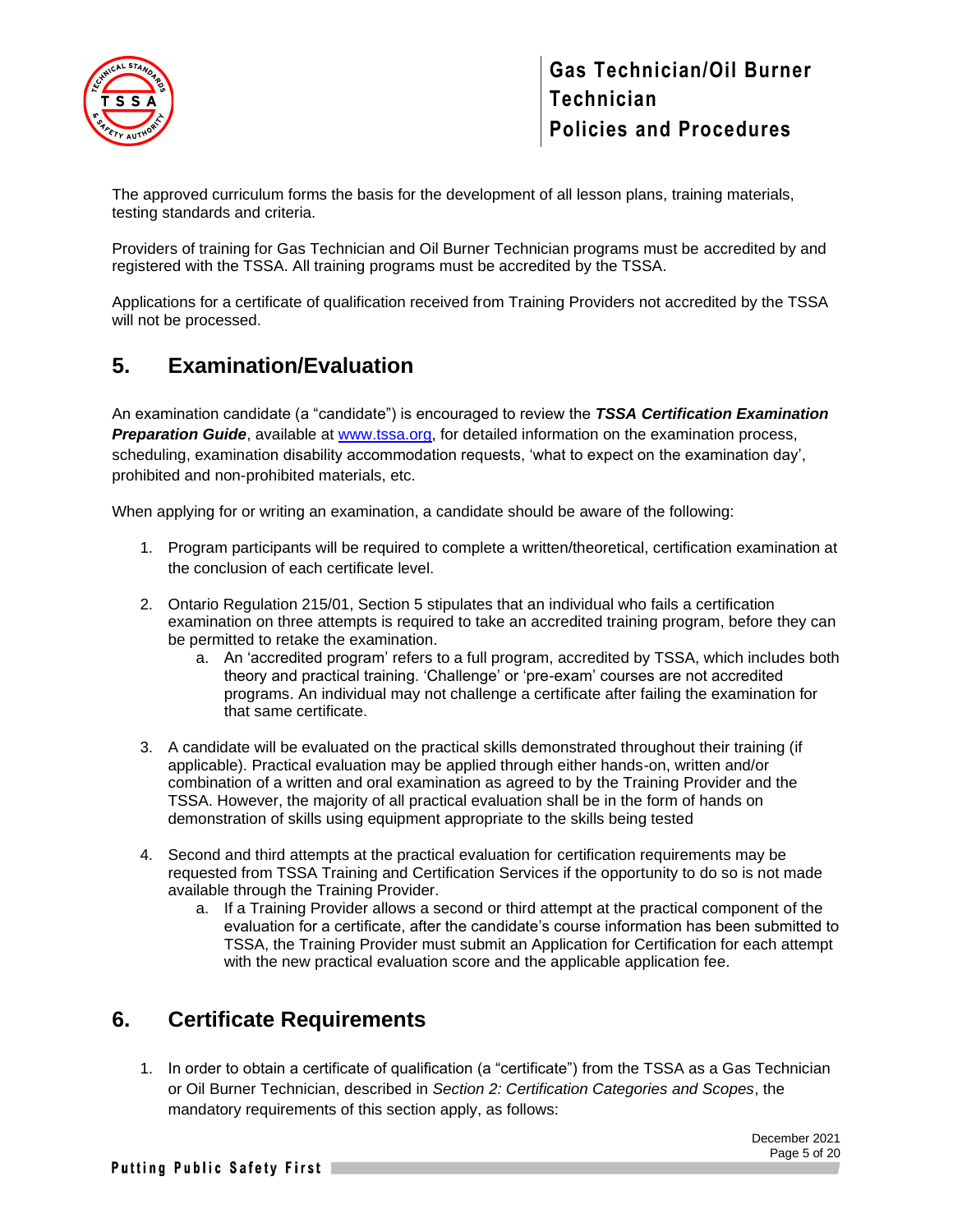The approved curriculum forms the basis for the development of all lesson plans, training materials, testing standards and criteria.

Providers of training for Gas Technician and Oil Burner Technician programs must be accredited by and registered with the TSSA. All training programs must be accredited by the TSSA.

Applications for a certificate of qualification received from Training Providers not accredited by the TSSA will not be processed.

## 5. Examination/Evaluation

An examination candidate (a "candidate") is encouraged to review the ***TSSA Certification Examination Preparation Guide***, available at [www.tssa.org](www.tssa.org), for detailed information on the examination process, scheduling, examination disability accommodation requests, 'what to expect on the examination day', prohibited and non-prohibited materials, etc.

When applying for or writing an examination, a candidate should be aware of the following:

1. Program participants will be required to complete a written/theoretical, certification examination at the conclusion of each certificate level.
2. Ontario Regulation 215/01, Section 5 stipulates that an individual who fails a certification examination on three attempts is required to take an accredited training program, before they can be permitted to retake the examination.
   a. An 'accredited program' refers to a full program, accredited by TSSA, which includes both theory and practical training. 'Challenge' or 'pre-exam' courses are not accredited programs. An individual may not challenge a certificate after failing the examination for that same certificate.
3. A candidate will be evaluated on the practical skills demonstrated throughout their training (if applicable). Practical evaluation may be applied through either hands-on, written and/or combination of a written and oral examination as agreed to by the Training Provider and the TSSA. However, the majority of all practical evaluation shall be in the form of hands on demonstration of skills using equipment appropriate to the skills being tested
4. Second and third attempts at the practical evaluation for certification requirements may be requested from TSSA Training and Certification Services if the opportunity to do so is not made available through the Training Provider.
   a. If a Training Provider allows a second or third attempt at the practical component of the evaluation for a certificate, after the candidate's course information has been submitted to TSSA, the Training Provider must submit an Application for Certification for each attempt with the new practical evaluation score and the applicable application fee.

## 6. Certificate Requirements

1. In order to obtain a certificate of qualification (a "certificate") from the TSSA as a Gas Technician or Oil Burner Technician, described in *Section 2: Certification Categories and Scopes*, the mandatory requirements of this section apply, as follows: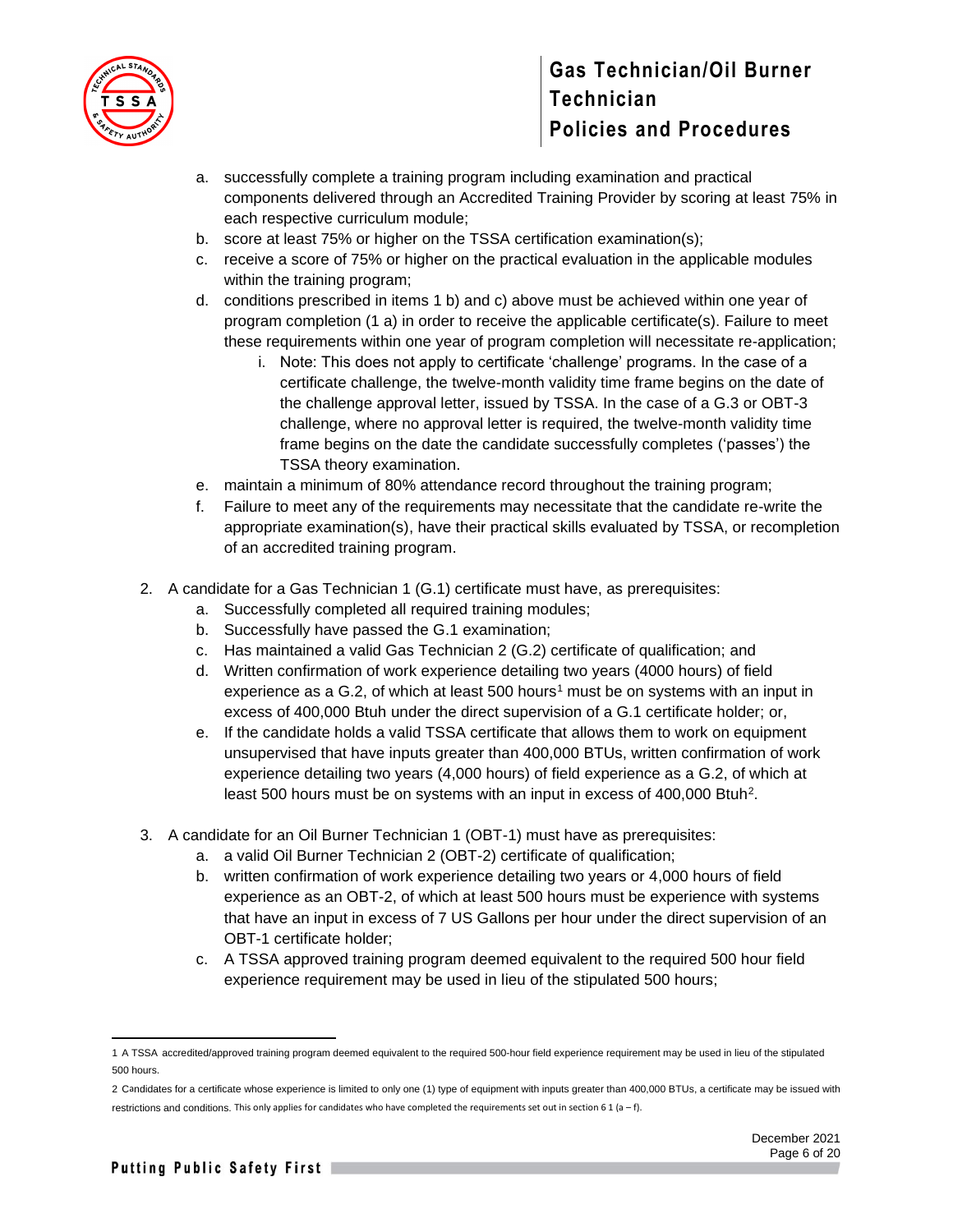a. successfully complete a training program including examination and practical components delivered through an Accredited Training Provider by scoring at least 75% in each respective curriculum module;
b. score at least 75% or higher on the TSSA certification examination(s);
c. receive a score of 75% or higher on the practical evaluation in the applicable modules within the training program;
d. conditions prescribed in items 1 b) and c) above must be achieved within one year of program completion (1 a) in order to receive the applicable certificate(s). Failure to meet these requirements within one year of program completion will necessitate re-application;
   i. Note: This does not apply to certificate 'challenge' programs. In the case of a certificate challenge, the twelve-month validity time frame begins on the date of the challenge approval letter, issued by TSSA. In the case of a G.3 or OBT-3 challenge, where no approval letter is required, the twelve-month validity time frame begins on the date the candidate successfully completes ('passes') the TSSA theory examination.
e. maintain a minimum of 80% attendance record throughout the training program;
f. Failure to meet any of the requirements may necessitate that the candidate re-write the appropriate examination(s), have their practical skills evaluated by TSSA, or recompletion of an accredited training program.

2. A candidate for a Gas Technician 1 (G.1) certificate must have, as prerequisites:
   a. Successfully completed all required training modules;
   b. Successfully have passed the G.1 examination;
   c. Has maintained a valid Gas Technician 2 (G.2) certificate of qualification; and
   d. Written confirmation of work experience detailing two years (4000 hours) of field experience as a G.2, of which at least 500 hours[1] must be on systems with an input in excess of 400,000 Btuh under the direct supervision of a G.1 certificate holder; or,
   e. If the candidate holds a valid TSSA certificate that allows them to work on equipment unsupervised that have inputs greater than 400,000 BTUs, written confirmation of work experience detailing two years (4,000 hours) of field experience as a G.2, of which at least 500 hours must be on systems with an input in excess of 400,000 Btuh[2].

3. A candidate for an Oil Burner Technician 1 (OBT-1) must have as prerequisites:
   a. a valid Oil Burner Technician 2 (OBT-2) certificate of qualification;
   b. written confirmation of work experience detailing two years or 4,000 hours of field experience as an OBT-2, of which at least 500 hours must be experience with systems that have an input in excess of 7 US Gallons per hour under the direct supervision of an OBT-1 certificate holder;
   c. A TSSA approved training program deemed equivalent to the required 500 hour field experience requirement may be used in lieu of the stipulated 500 hours;

---

1 A TSSA accredited/approved training program deemed equivalent to the required 500-hour field experience requirement may be used in lieu of the stipulated 500 hours.

2 Candidates for a certificate whose experience is limited to only one (1) type of equipment with inputs greater than 400,000 BTUs, a certificate may be issued with restrictions and conditions. This only applies for candidates who have completed the requirements set out in section 6 1 (a – f).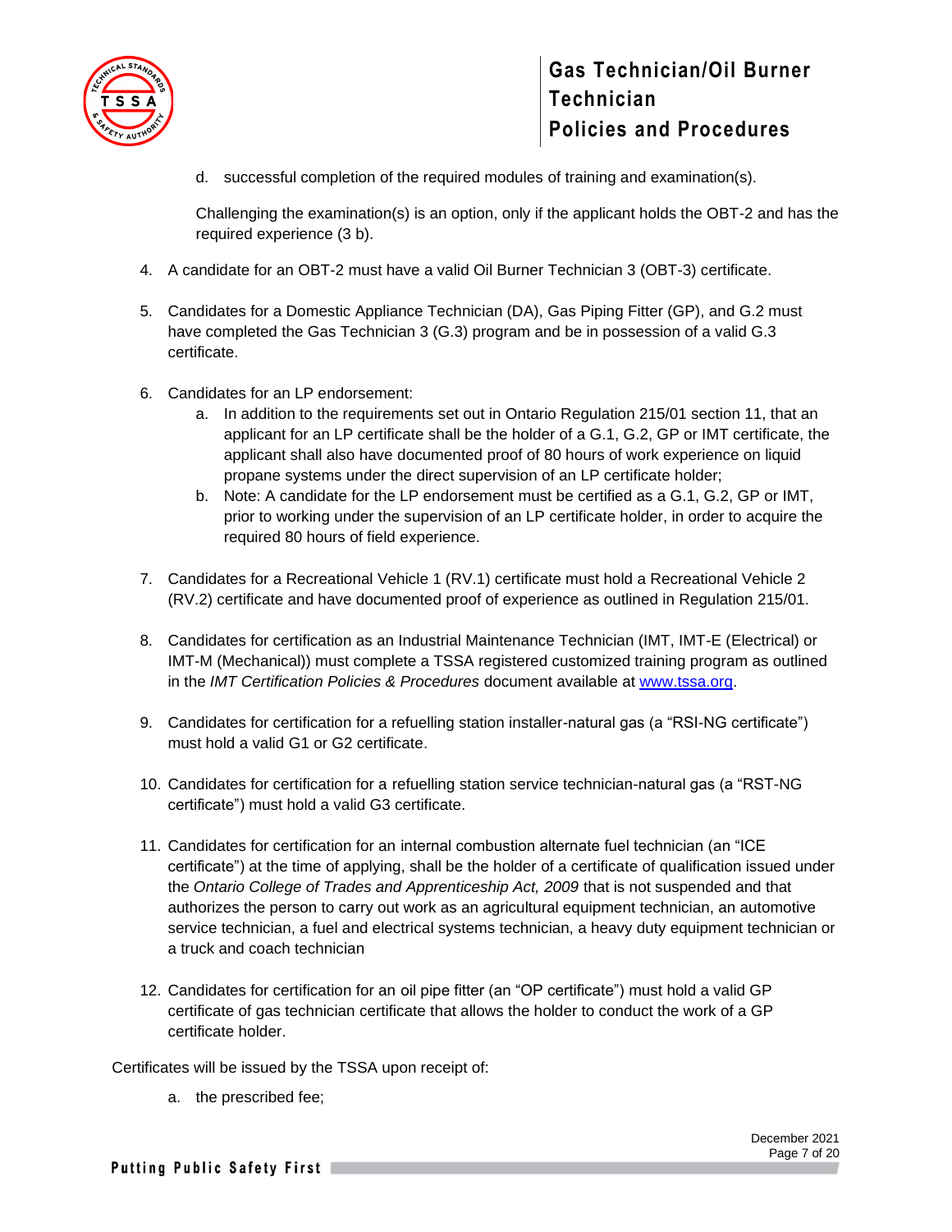d. successful completion of the required modules of training and examination(s).

Challenging the examination(s) is an option, only if the applicant holds the OBT-2 and has the required experience (3 b).

4. A candidate for an OBT-2 must have a valid Oil Burner Technician 3 (OBT-3) certificate.

5. Candidates for a Domestic Appliance Technician (DA), Gas Piping Fitter (GP), and G.2 must have completed the Gas Technician 3 (G.3) program and be in possession of a valid G.3 certificate.

6. Candidates for an LP endorsement:
   a. In addition to the requirements set out in Ontario Regulation 215/01 section 11, that an applicant for an LP certificate shall be the holder of a G.1, G.2, GP or IMT certificate, the applicant shall also have documented proof of 80 hours of work experience on liquid propane systems under the direct supervision of an LP certificate holder;
   b. Note: A candidate for the LP endorsement must be certified as a G.1, G.2, GP or IMT, prior to working under the supervision of an LP certificate holder, in order to acquire the required 80 hours of field experience.

7. Candidates for a Recreational Vehicle 1 (RV.1) certificate must hold a Recreational Vehicle 2 (RV.2) certificate and have documented proof of experience as outlined in Regulation 215/01.

8. Candidates for certification as an Industrial Maintenance Technician (IMT, IMT-E (Electrical) or IMT-M (Mechanical)) must complete a TSSA registered customized training program as outlined in the *IMT Certification Policies & Procedures* document available at [www.tssa.org](http://www.tssa.org).

9. Candidates for certification for a refuelling station installer-natural gas (a “RSI-NG certificate”) must hold a valid G1 or G2 certificate.

10. Candidates for certification for a refuelling station service technician-natural gas (a “RST-NG certificate”) must hold a valid G3 certificate.

11. Candidates for certification for an internal combustion alternate fuel technician (an “ICE certificate”) at the time of applying, shall be the holder of a certificate of qualification issued under the *Ontario College of Trades and Apprenticeship Act, 2009* that is not suspended and that authorizes the person to carry out work as an agricultural equipment technician, an automotive service technician, a fuel and electrical systems technician, a heavy duty equipment technician or a truck and coach technician

12. Candidates for certification for an oil pipe fitter (an “OP certificate”) must hold a valid GP certificate of gas technician certificate that allows the holder to conduct the work of a GP certificate holder.

Certificates will be issued by the TSSA upon receipt of:

a. the prescribed fee;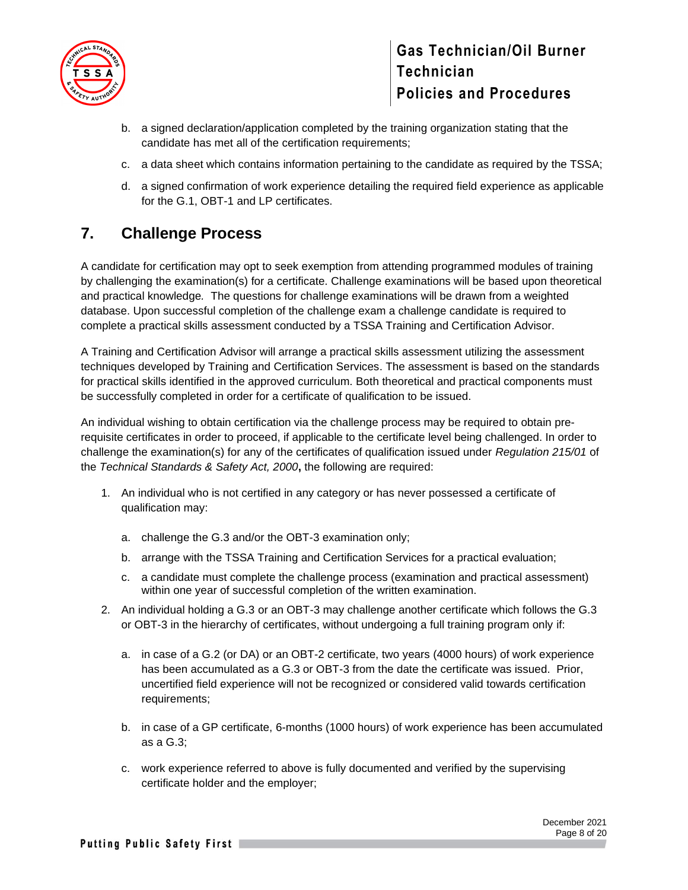b. a signed declaration/application completed by the training organization stating that the candidate has met all of the certification requirements;

c. a data sheet which contains information pertaining to the candidate as required by the TSSA;

d. a signed confirmation of work experience detailing the required field experience as applicable for the G.1, OBT-1 and LP certificates.

## 7. Challenge Process

A candidate for certification may opt to seek exemption from attending programmed modules of training by challenging the examination(s) for a certificate. Challenge examinations will be based upon theoretical and practical knowledge. The questions for challenge examinations will be drawn from a weighted database. Upon successful completion of the challenge exam a challenge candidate is required to complete a practical skills assessment conducted by a TSSA Training and Certification Advisor.

A Training and Certification Advisor will arrange a practical skills assessment utilizing the assessment techniques developed by Training and Certification Services. The assessment is based on the standards for practical skills identified in the approved curriculum. Both theoretical and practical components must be successfully completed in order for a certificate of qualification to be issued.

An individual wishing to obtain certification via the challenge process may be required to obtain pre-requisite certificates in order to proceed, if applicable to the certificate level being challenged. In order to challenge the examination(s) for any of the certificates of qualification issued under *Regulation 215/01* of the *Technical Standards & Safety Act, 2000*, the following are required:

1. An individual who is not certified in any category or has never possessed a certificate of qualification may:

   a. challenge the G.3 and/or the OBT-3 examination only;

   b. arrange with the TSSA Training and Certification Services for a practical evaluation;

   c. a candidate must complete the challenge process (examination and practical assessment) within one year of successful completion of the written examination.

2. An individual holding a G.3 or an OBT-3 may challenge another certificate which follows the G.3 or OBT-3 in the hierarchy of certificates, without undergoing a full training program only if:

   a. in case of a G.2 (or DA) or an OBT-2 certificate, two years (4000 hours) of work experience has been accumulated as a G.3 or OBT-3 from the date the certificate was issued. Prior, uncertified field experience will not be recognized or considered valid towards certification requirements;

   b. in case of a GP certificate, 6-months (1000 hours) of work experience has been accumulated as a G.3;

   c. work experience referred to above is fully documented and verified by the supervising certificate holder and the employer;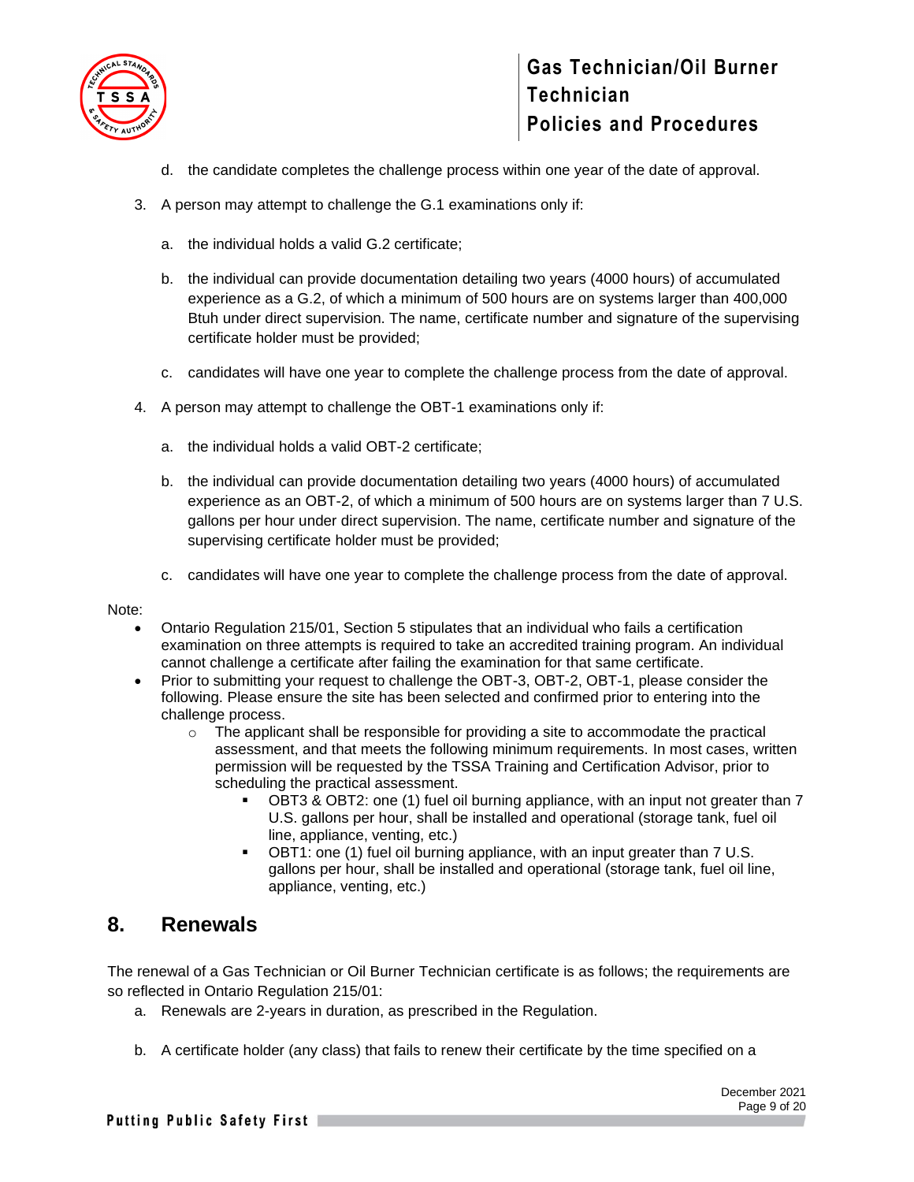d. the candidate completes the challenge process within one year of the date of approval.

3. A person may attempt to challenge the G.1 examinations only if:

   a. the individual holds a valid G.2 certificate;

   b. the individual can provide documentation detailing two years (4000 hours) of accumulated experience as a G.2, of which a minimum of 500 hours are on systems larger than 400,000 Btuh under direct supervision. The name, certificate number and signature of the supervising certificate holder must be provided;

   c. candidates will have one year to complete the challenge process from the date of approval.

4. A person may attempt to challenge the OBT-1 examinations only if:

   a. the individual holds a valid OBT-2 certificate;

   b. the individual can provide documentation detailing two years (4000 hours) of accumulated experience as an OBT-2, of which a minimum of 500 hours are on systems larger than 7 U.S. gallons per hour under direct supervision. The name, certificate number and signature of the supervising certificate holder must be provided;

   c. candidates will have one year to complete the challenge process from the date of approval.

Note:

- Ontario Regulation 215/01, Section 5 stipulates that an individual who fails a certification examination on three attempts is required to take an accredited training program. An individual cannot challenge a certificate after failing the examination for that same certificate.
- Prior to submitting your request to challenge the OBT-3, OBT-2, OBT-1, please consider the following. Please ensure the site has been selected and confirmed prior to entering into the challenge process.
  - The applicant shall be responsible for providing a site to accommodate the practical assessment, and that meets the following minimum requirements. In most cases, written permission will be requested by the TSSA Training and Certification Advisor, prior to scheduling the practical assessment.
    - OBT3 & OBT2: one (1) fuel oil burning appliance, with an input not greater than 7 U.S. gallons per hour, shall be installed and operational (storage tank, fuel oil line, appliance, venting, etc.)
    - OBT1: one (1) fuel oil burning appliance, with an input greater than 7 U.S. gallons per hour, shall be installed and operational (storage tank, fuel oil line, appliance, venting, etc.)

## 8. Renewals

The renewal of a Gas Technician or Oil Burner Technician certificate is as follows; the requirements are so reflected in Ontario Regulation 215/01:

a. Renewals are 2-years in duration, as prescribed in the Regulation.

b. A certificate holder (any class) that fails to renew their certificate by the time specified on a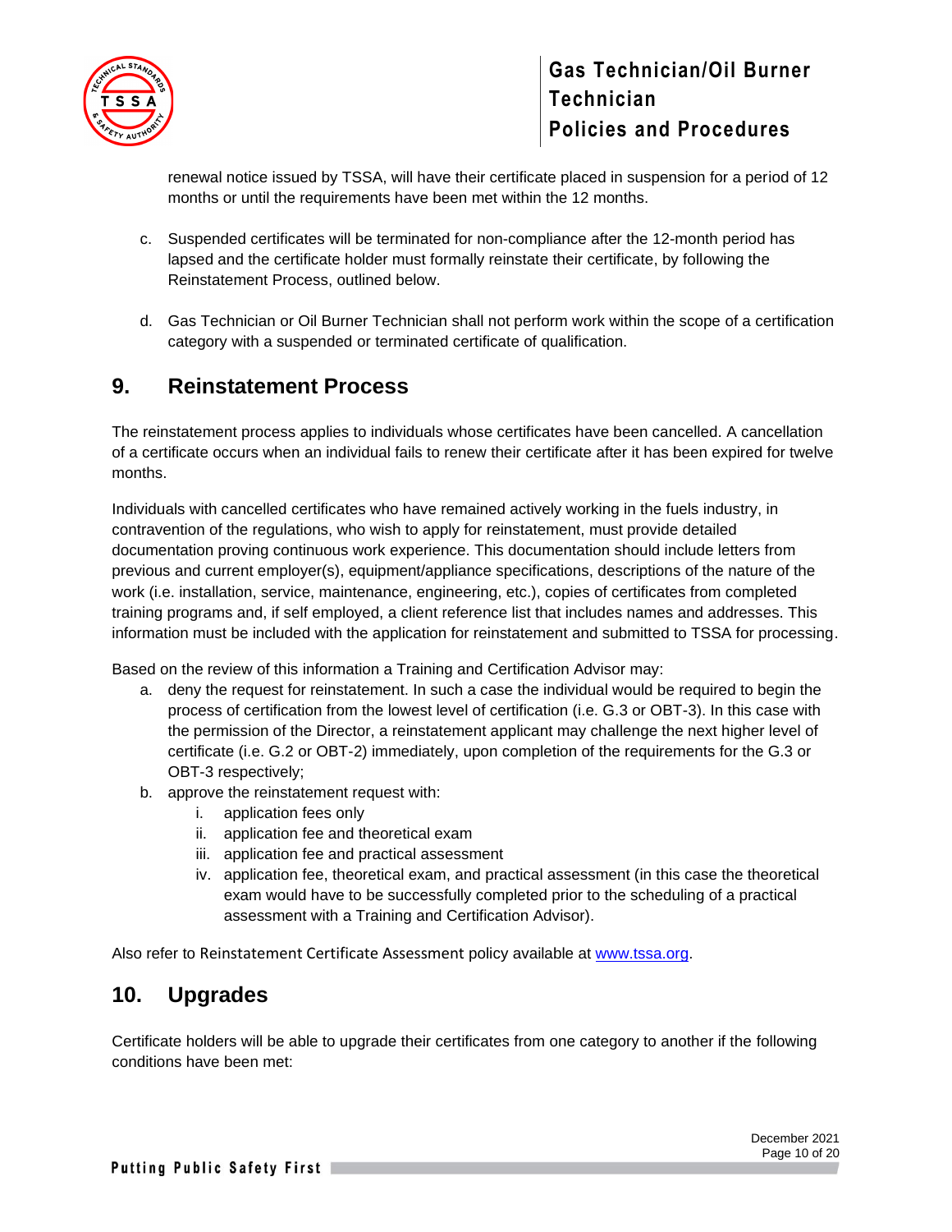renewal notice issued by TSSA, will have their certificate placed in suspension for a period of 12 months or until the requirements have been met within the 12 months.

c. Suspended certificates will be terminated for non-compliance after the 12-month period has lapsed and the certificate holder must formally reinstate their certificate, by following the Reinstatement Process, outlined below.

d. Gas Technician or Oil Burner Technician shall not perform work within the scope of a certification category with a suspended or terminated certificate of qualification.

## 9. Reinstatement Process

The reinstatement process applies to individuals whose certificates have been cancelled. A cancellation of a certificate occurs when an individual fails to renew their certificate after it has been expired for twelve months.

Individuals with cancelled certificates who have remained actively working in the fuels industry, in contravention of the regulations, who wish to apply for reinstatement, must provide detailed documentation proving continuous work experience. This documentation should include letters from previous and current employer(s), equipment/appliance specifications, descriptions of the nature of the work (i.e. installation, service, maintenance, engineering, etc.), copies of certificates from completed training programs and, if self employed, a client reference list that includes names and addresses. This information must be included with the application for reinstatement and submitted to TSSA for processing.

Based on the review of this information a Training and Certification Advisor may:

a. deny the request for reinstatement. In such a case the individual would be required to begin the process of certification from the lowest level of certification (i.e. G.3 or OBT-3). In this case with the permission of the Director, a reinstatement applicant may challenge the next higher level of certificate (i.e. G.2 or OBT-2) immediately, upon completion of the requirements for the G.3 or OBT-3 respectively;
b. approve the reinstatement request with:
    i. application fees only
    ii. application fee and theoretical exam
    iii. application fee and practical assessment
    iv. application fee, theoretical exam, and practical assessment (in this case the theoretical exam would have to be successfully completed prior to the scheduling of a practical assessment with a Training and Certification Advisor).

Also refer to Reinstatement Certificate Assessment policy available at [www.tssa.org](http://www.tssa.org).

## 10. Upgrades

Certificate holders will be able to upgrade their certificates from one category to another if the following conditions have been met: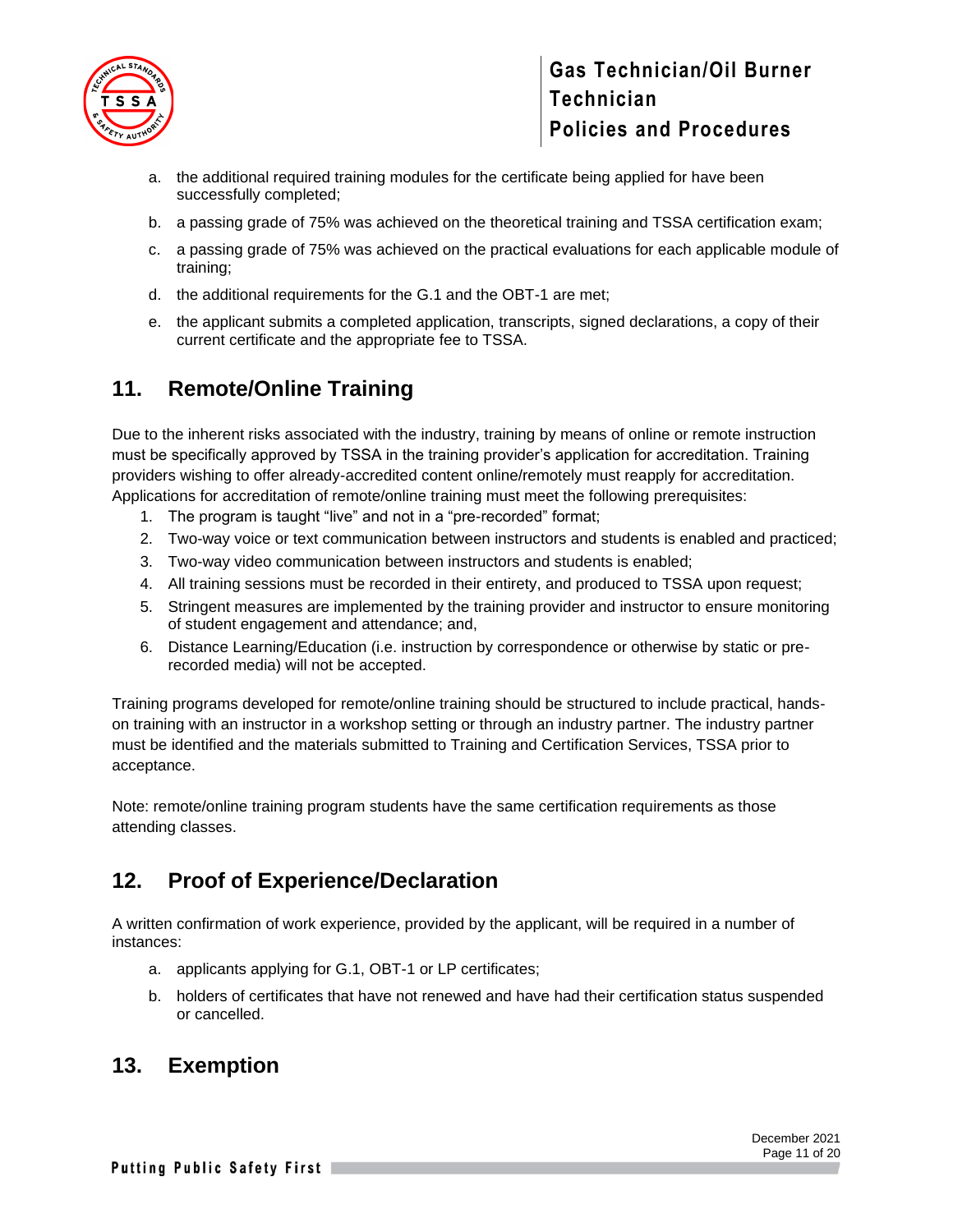a. the additional required training modules for the certificate being applied for have been successfully completed;

b. a passing grade of 75% was achieved on the theoretical training and TSSA certification exam;

c. a passing grade of 75% was achieved on the practical evaluations for each applicable module of training;

d. the additional requirements for the G.1 and the OBT-1 are met;

e. the applicant submits a completed application, transcripts, signed declarations, a copy of their current certificate and the appropriate fee to TSSA.

## 11. Remote/Online Training

Due to the inherent risks associated with the industry, training by means of online or remote instruction must be specifically approved by TSSA in the training provider's application for accreditation. Training providers wishing to offer already-accredited content online/remotely must reapply for accreditation. Applications for accreditation of remote/online training must meet the following prerequisites:

1. The program is taught "live" and not in a "pre-recorded" format;
2. Two-way voice or text communication between instructors and students is enabled and practiced;
3. Two-way video communication between instructors and students is enabled;
4. All training sessions must be recorded in their entirety, and produced to TSSA upon request;
5. Stringent measures are implemented by the training provider and instructor to ensure monitoring of student engagement and attendance; and,
6. Distance Learning/Education (i.e. instruction by correspondence or otherwise by static or pre-recorded media) will not be accepted.

Training programs developed for remote/online training should be structured to include practical, hands-on training with an instructor in a workshop setting or through an industry partner. The industry partner must be identified and the materials submitted to Training and Certification Services, TSSA prior to acceptance.

Note: remote/online training program students have the same certification requirements as those attending classes.

## 12. Proof of Experience/Declaration

A written confirmation of work experience, provided by the applicant, will be required in a number of instances:

a. applicants applying for G.1, OBT-1 or LP certificates;

b. holders of certificates that have not renewed and have had their certification status suspended or cancelled.

## 13. Exemption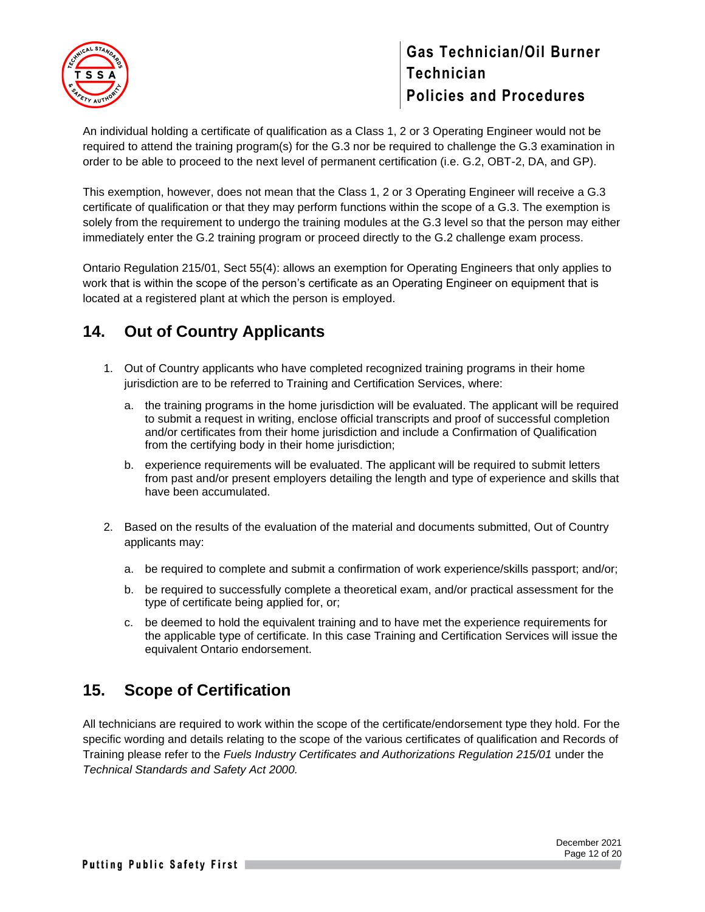An individual holding a certificate of qualification as a Class 1, 2 or 3 Operating Engineer would not be required to attend the training program(s) for the G.3 nor be required to challenge the G.3 examination in order to be able to proceed to the next level of permanent certification (i.e. G.2, OBT-2, DA, and GP).

This exemption, however, does not mean that the Class 1, 2 or 3 Operating Engineer will receive a G.3 certificate of qualification or that they may perform functions within the scope of a G.3. The exemption is solely from the requirement to undergo the training modules at the G.3 level so that the person may either immediately enter the G.2 training program or proceed directly to the G.2 challenge exam process.

Ontario Regulation 215/01, Sect 55(4): allows an exemption for Operating Engineers that only applies to work that is within the scope of the person's certificate as an Operating Engineer on equipment that is located at a registered plant at which the person is employed.

## 14. Out of Country Applicants

1. Out of Country applicants who have completed recognized training programs in their home jurisdiction are to be referred to Training and Certification Services, where:
   a. the training programs in the home jurisdiction will be evaluated. The applicant will be required to submit a request in writing, enclose official transcripts and proof of successful completion and/or certificates from their home jurisdiction and include a Confirmation of Qualification from the certifying body in their home jurisdiction;
   b. experience requirements will be evaluated. The applicant will be required to submit letters from past and/or present employers detailing the length and type of experience and skills that have been accumulated.

2. Based on the results of the evaluation of the material and documents submitted, Out of Country applicants may:
   a. be required to complete and submit a confirmation of work experience/skills passport; and/or;
   b. be required to successfully complete a theoretical exam, and/or practical assessment for the type of certificate being applied for, or;
   c. be deemed to hold the equivalent training and to have met the experience requirements for the applicable type of certificate. In this case Training and Certification Services will issue the equivalent Ontario endorsement.

## 15. Scope of Certification

All technicians are required to work within the scope of the certificate/endorsement type they hold. For the specific wording and details relating to the scope of the various certificates of qualification and Records of Training please refer to the *Fuels Industry Certificates and Authorizations Regulation 215/01* under the *Technical Standards and Safety Act 2000.*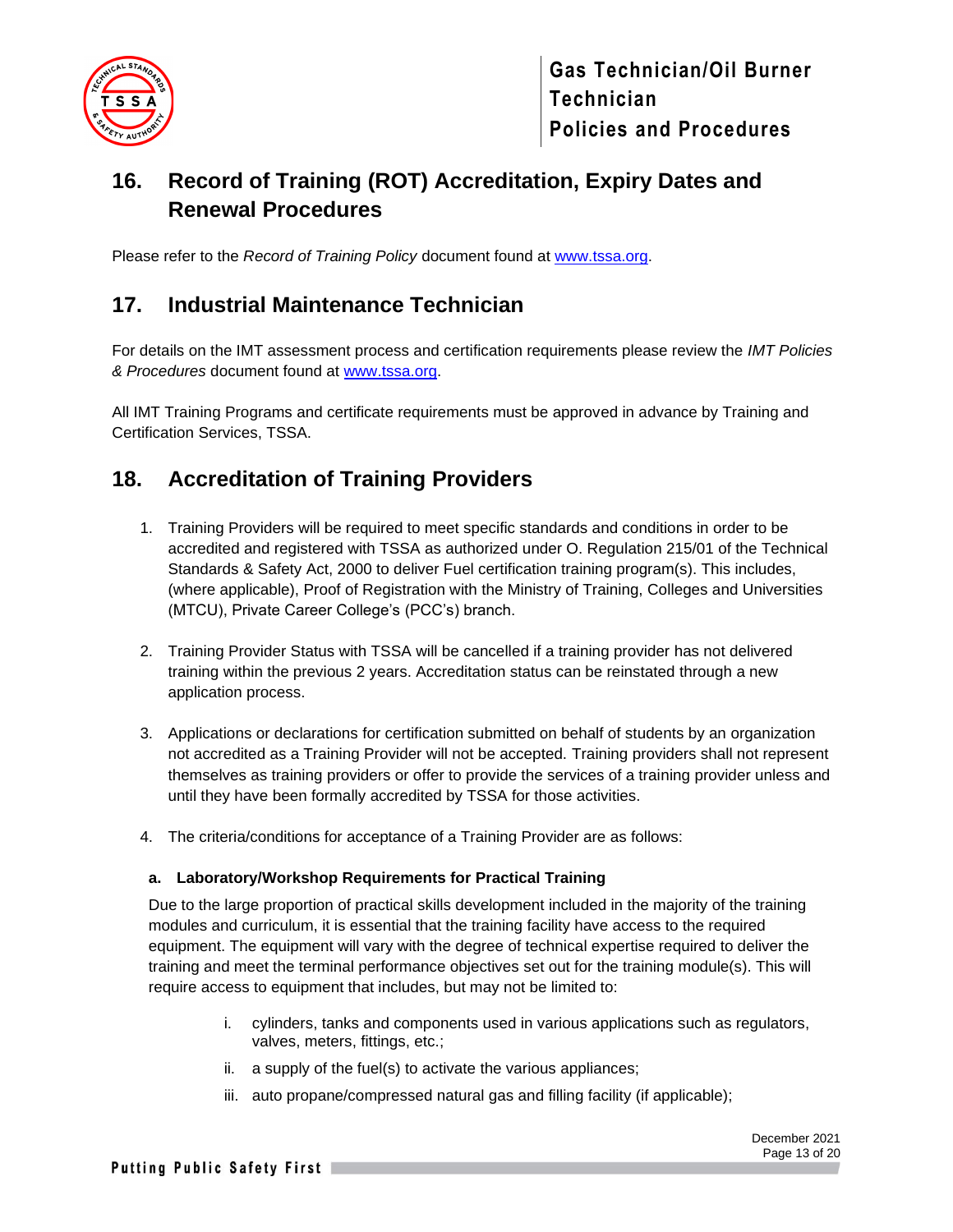## 16. Record of Training (ROT) Accreditation, Expiry Dates and Renewal Procedures

Please refer to the *Record of Training Policy* document found at www.tssa.org.

## 17. Industrial Maintenance Technician

For details on the IMT assessment process and certification requirements please review the *IMT Policies & Procedures* document found at www.tssa.org.

All IMT Training Programs and certificate requirements must be approved in advance by Training and Certification Services, TSSA.

## 18. Accreditation of Training Providers

1. Training Providers will be required to meet specific standards and conditions in order to be accredited and registered with TSSA as authorized under O. Regulation 215/01 of the Technical Standards & Safety Act, 2000 to deliver Fuel certification training program(s). This includes, (where applicable), Proof of Registration with the Ministry of Training, Colleges and Universities (MTCU), Private Career College's (PCC's) branch.

2. Training Provider Status with TSSA will be cancelled if a training provider has not delivered training within the previous 2 years. Accreditation status can be reinstated through a new application process.

3. Applications or declarations for certification submitted on behalf of students by an organization not accredited as a Training Provider will not be accepted. Training providers shall not represent themselves as training providers or offer to provide the services of a training provider unless and until they have been formally accredited by TSSA for those activities.

4. The criteria/conditions for acceptance of a Training Provider are as follows:

   **a. Laboratory/Workshop Requirements for Practical Training**

   Due to the large proportion of practical skills development included in the majority of the training modules and curriculum, it is essential that the training facility have access to the required equipment. The equipment will vary with the degree of technical expertise required to deliver the training and meet the terminal performance objectives set out for the training module(s). This will require access to equipment that includes, but may not be limited to:

   i. cylinders, tanks and components used in various applications such as regulators, valves, meters, fittings, etc.;
   ii. a supply of the fuel(s) to activate the various appliances;
   iii. auto propane/compressed natural gas and filling facility (if applicable);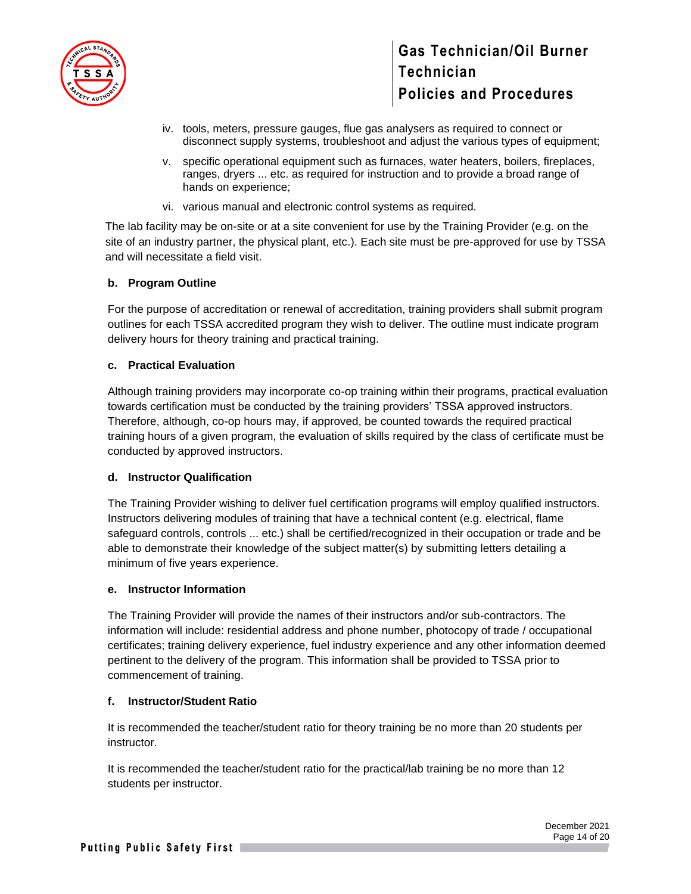iv. tools, meters, pressure gauges, flue gas analysers as required to connect or disconnect supply systems, troubleshoot and adjust the various types of equipment;

v. specific operational equipment such as furnaces, water heaters, boilers, fireplaces, ranges, dryers ... etc. as required for instruction and to provide a broad range of hands on experience;

vi. various manual and electronic control systems as required.

The lab facility may be on-site or at a site convenient for use by the Training Provider (e.g. on the site of an industry partner, the physical plant, etc.). Each site must be pre-approved for use by TSSA and will necessitate a field visit.

**b. Program Outline**

For the purpose of accreditation or renewal of accreditation, training providers shall submit program outlines for each TSSA accredited program they wish to deliver. The outline must indicate program delivery hours for theory training and practical training.

**c. Practical Evaluation**

Although training providers may incorporate co-op training within their programs, practical evaluation towards certification must be conducted by the training providers' TSSA approved instructors. Therefore, although, co-op hours may, if approved, be counted towards the required practical training hours of a given program, the evaluation of skills required by the class of certificate must be conducted by approved instructors.

**d. Instructor Qualification**

The Training Provider wishing to deliver fuel certification programs will employ qualified instructors. Instructors delivering modules of training that have a technical content (e.g. electrical, flame safeguard controls, controls ... etc.) shall be certified/recognized in their occupation or trade and be able to demonstrate their knowledge of the subject matter(s) by submitting letters detailing a minimum of five years experience.

**e. Instructor Information**

The Training Provider will provide the names of their instructors and/or sub-contractors. The information will include: residential address and phone number, photocopy of trade / occupational certificates; training delivery experience, fuel industry experience and any other information deemed pertinent to the delivery of the program. This information shall be provided to TSSA prior to commencement of training.

**f. Instructor/Student Ratio**

It is recommended the teacher/student ratio for theory training be no more than 20 students per instructor.

It is recommended the teacher/student ratio for the practical/lab training be no more than 12 students per instructor.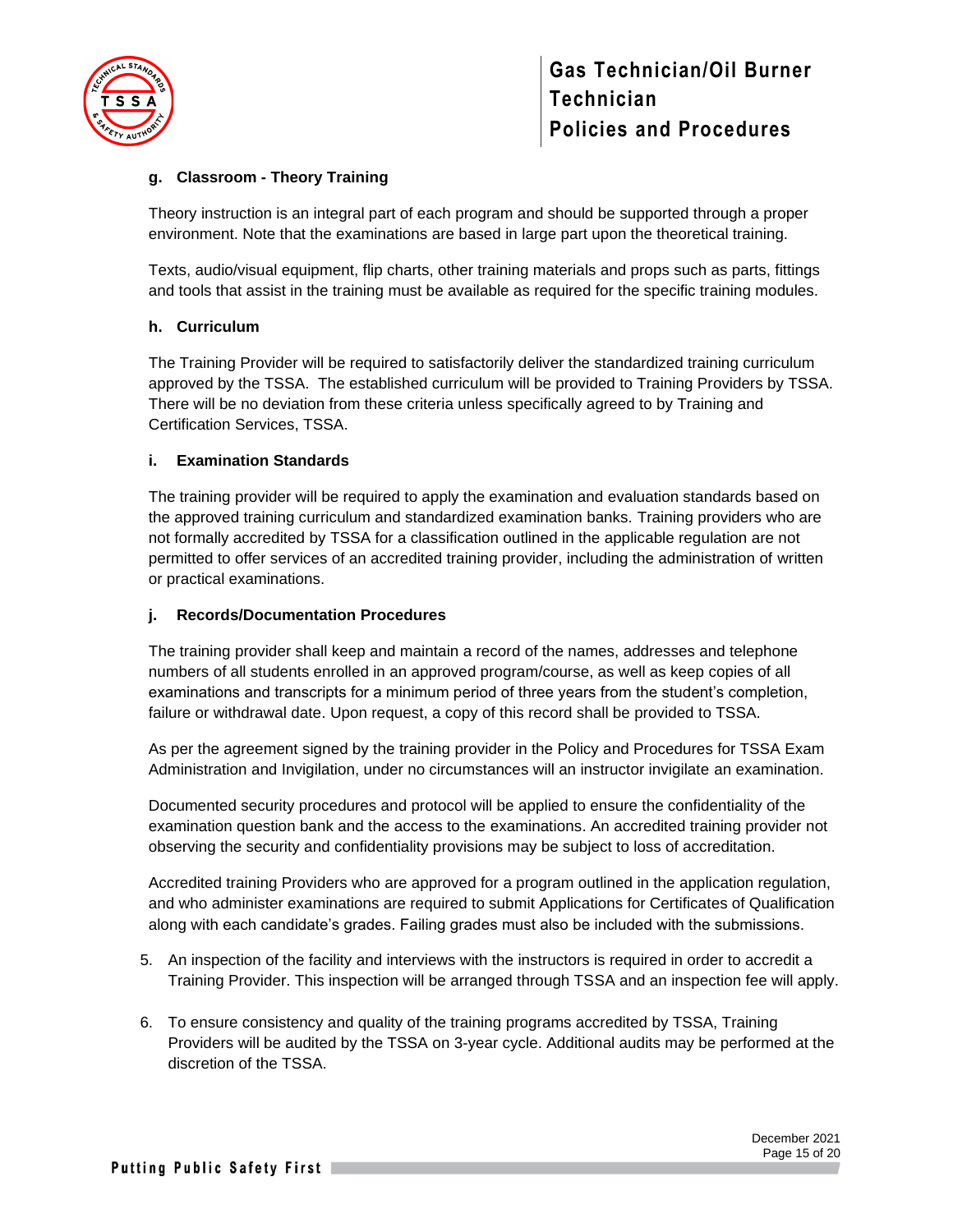#### g. Classroom - Theory Training

Theory instruction is an integral part of each program and should be supported through a proper environment. Note that the examinations are based in large part upon the theoretical training.

Texts, audio/visual equipment, flip charts, other training materials and props such as parts, fittings and tools that assist in the training must be available as required for the specific training modules.

#### h. Curriculum

The Training Provider will be required to satisfactorily deliver the standardized training curriculum approved by the TSSA. The established curriculum will be provided to Training Providers by TSSA. There will be no deviation from these criteria unless specifically agreed to by Training and Certification Services, TSSA.

#### i. Examination Standards

The training provider will be required to apply the examination and evaluation standards based on the approved training curriculum and standardized examination banks. Training providers who are not formally accredited by TSSA for a classification outlined in the applicable regulation are not permitted to offer services of an accredited training provider, including the administration of written or practical examinations.

#### j. Records/Documentation Procedures

The training provider shall keep and maintain a record of the names, addresses and telephone numbers of all students enrolled in an approved program/course, as well as keep copies of all examinations and transcripts for a minimum period of three years from the student's completion, failure or withdrawal date. Upon request, a copy of this record shall be provided to TSSA.

As per the agreement signed by the training provider in the Policy and Procedures for TSSA Exam Administration and Invigilation, under no circumstances will an instructor invigilate an examination.

Documented security procedures and protocol will be applied to ensure the confidentiality of the examination question bank and the access to the examinations. An accredited training provider not observing the security and confidentiality provisions may be subject to loss of accreditation.

Accredited training Providers who are approved for a program outlined in the application regulation, and who administer examinations are required to submit Applications for Certificates of Qualification along with each candidate's grades. Failing grades must also be included with the submissions.

5. An inspection of the facility and interviews with the instructors is required in order to accredit a Training Provider. This inspection will be arranged through TSSA and an inspection fee will apply.

6. To ensure consistency and quality of the training programs accredited by TSSA, Training Providers will be audited by the TSSA on 3-year cycle. Additional audits may be performed at the discretion of the TSSA.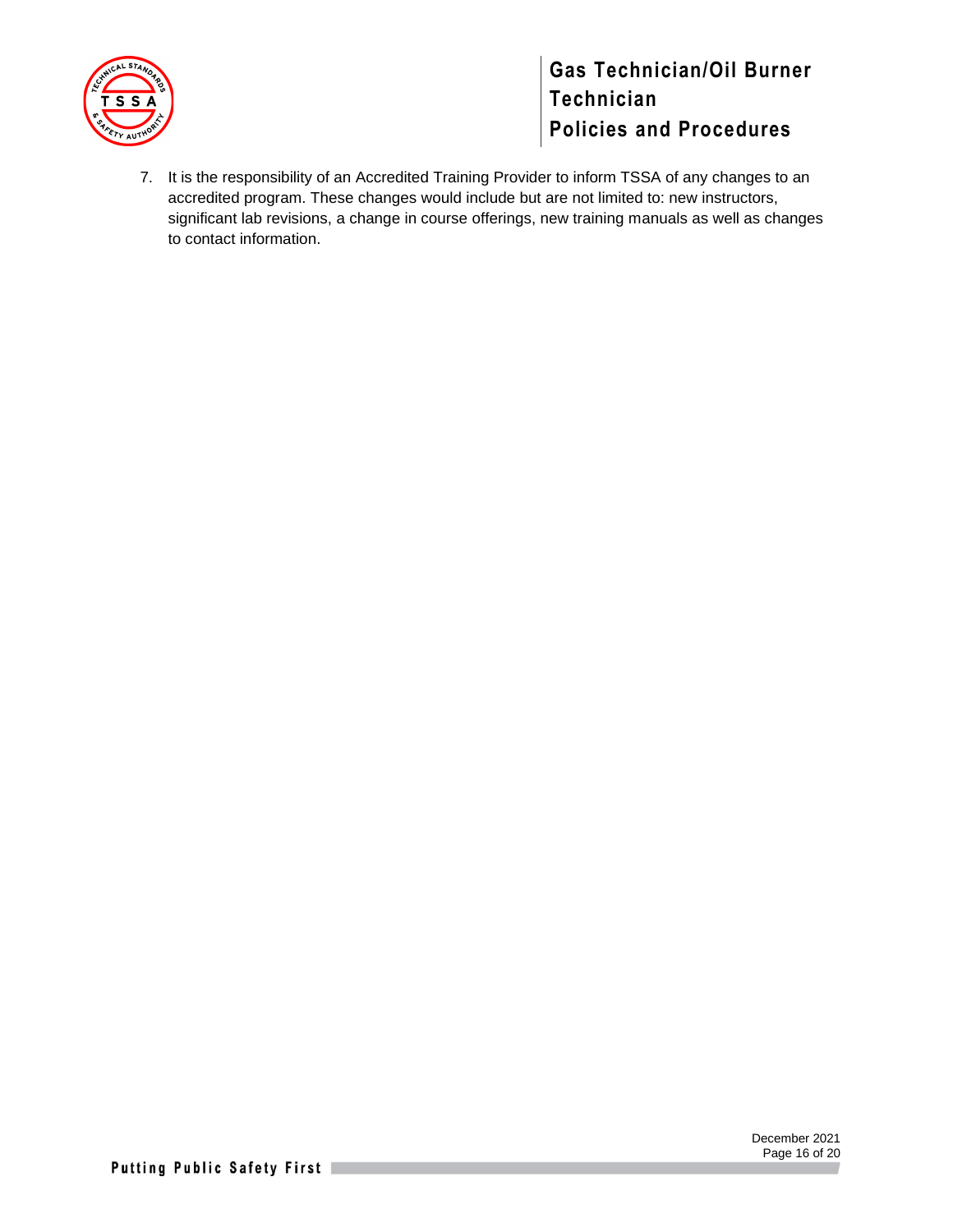7. It is the responsibility of an Accredited Training Provider to inform TSSA of any changes to an accredited program. These changes would include but are not limited to: new instructors, significant lab revisions, a change in course offerings, new training manuals as well as changes to contact information.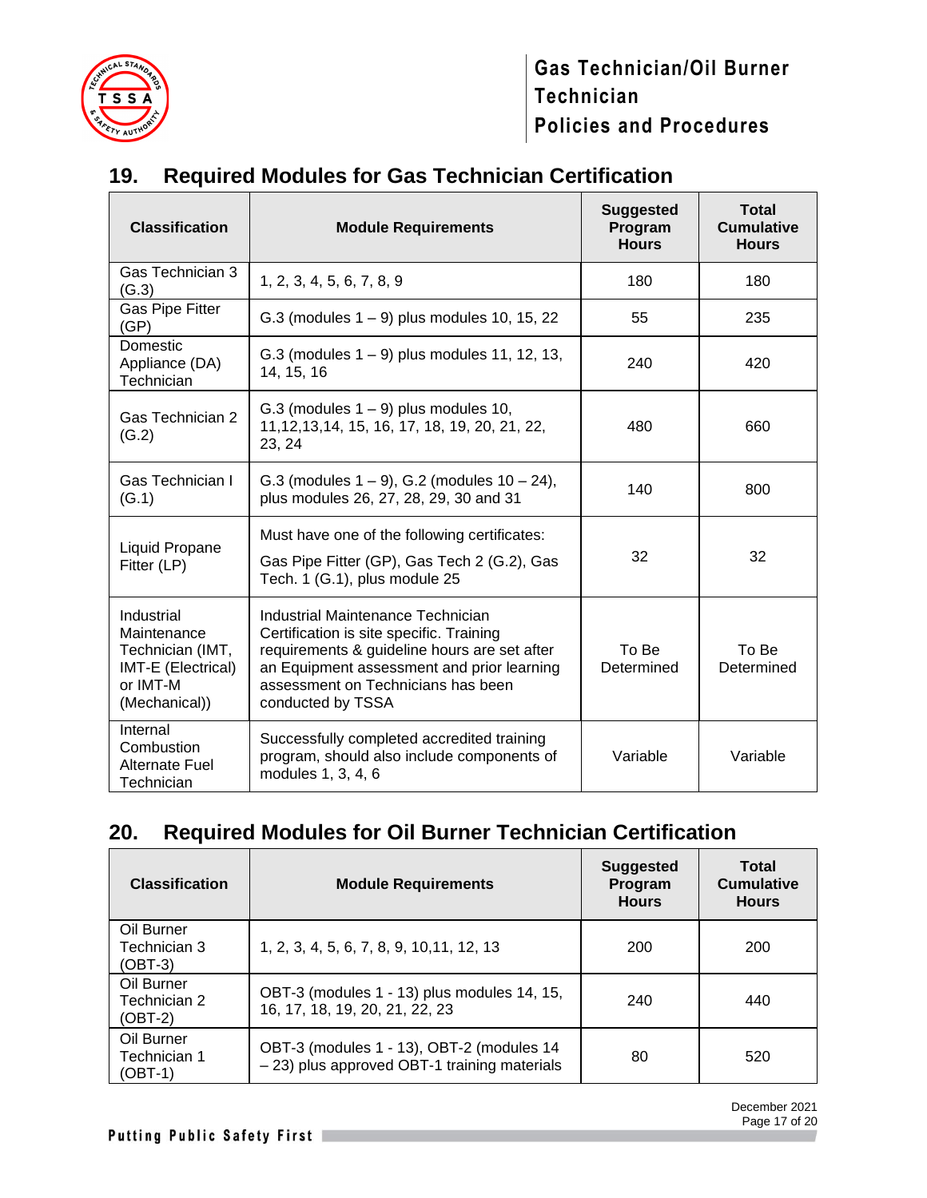## 19. Required Modules for Gas Technician Certification

| Classification | Module Requirements | Suggested Program Hours | Total Cumulative Hours |
|---|---|---|---|
| Gas Technician 3 (G.3) | 1, 2, 3, 4, 5, 6, 7, 8, 9 | 180 | 180 |
| Gas Pipe Fitter (GP) | G.3 (modules 1 – 9) plus modules 10, 15, 22 | 55 | 235 |
| Domestic Appliance (DA) Technician | G.3 (modules 1 – 9) plus modules 11, 12, 13, 14, 15, 16 | 240 | 420 |
| Gas Technician 2 (G.2) | G.3 (modules 1 – 9) plus modules 10, 11,12,13,14, 15, 16, 17, 18, 19, 20, 21, 22, 23, 24 | 480 | 660 |
| Gas Technician I (G.1) | G.3 (modules 1 – 9), G.2 (modules 10 – 24), plus modules 26, 27, 28, 29, 30 and 31 | 140 | 800 |
| Liquid Propane Fitter (LP) | Must have one of the following certificates: Gas Pipe Fitter (GP), Gas Tech 2 (G.2), Gas Tech. 1 (G.1), plus module 25 | 32 | 32 |
| Industrial Maintenance Technician (IMT, IMT-E (Electrical) or IMT-M (Mechanical)) | Industrial Maintenance Technician Certification is site specific. Training requirements & guideline hours are set after an Equipment assessment and prior learning assessment on Technicians has been conducted by TSSA | To Be Determined | To Be Determined |
| Internal Combustion Alternate Fuel Technician | Successfully completed accredited training program, should also include components of modules 1, 3, 4, 6 | Variable | Variable |

## 20. Required Modules for Oil Burner Technician Certification

| Classification | Module Requirements | Suggested Program Hours | Total Cumulative Hours |
|---|---|---|---|
| Oil Burner Technician 3 (OBT-3) | 1, 2, 3, 4, 5, 6, 7, 8, 9, 10,11, 12, 13 | 200 | 200 |
| Oil Burner Technician 2 (OBT-2) | OBT-3 (modules 1 - 13) plus modules 14, 15, 16, 17, 18, 19, 20, 21, 22, 23 | 240 | 440 |
| Oil Burner Technician 1 (OBT-1) | OBT-3 (modules 1 - 13), OBT-2 (modules 14 – 23) plus approved OBT-1 training materials | 80 | 520 |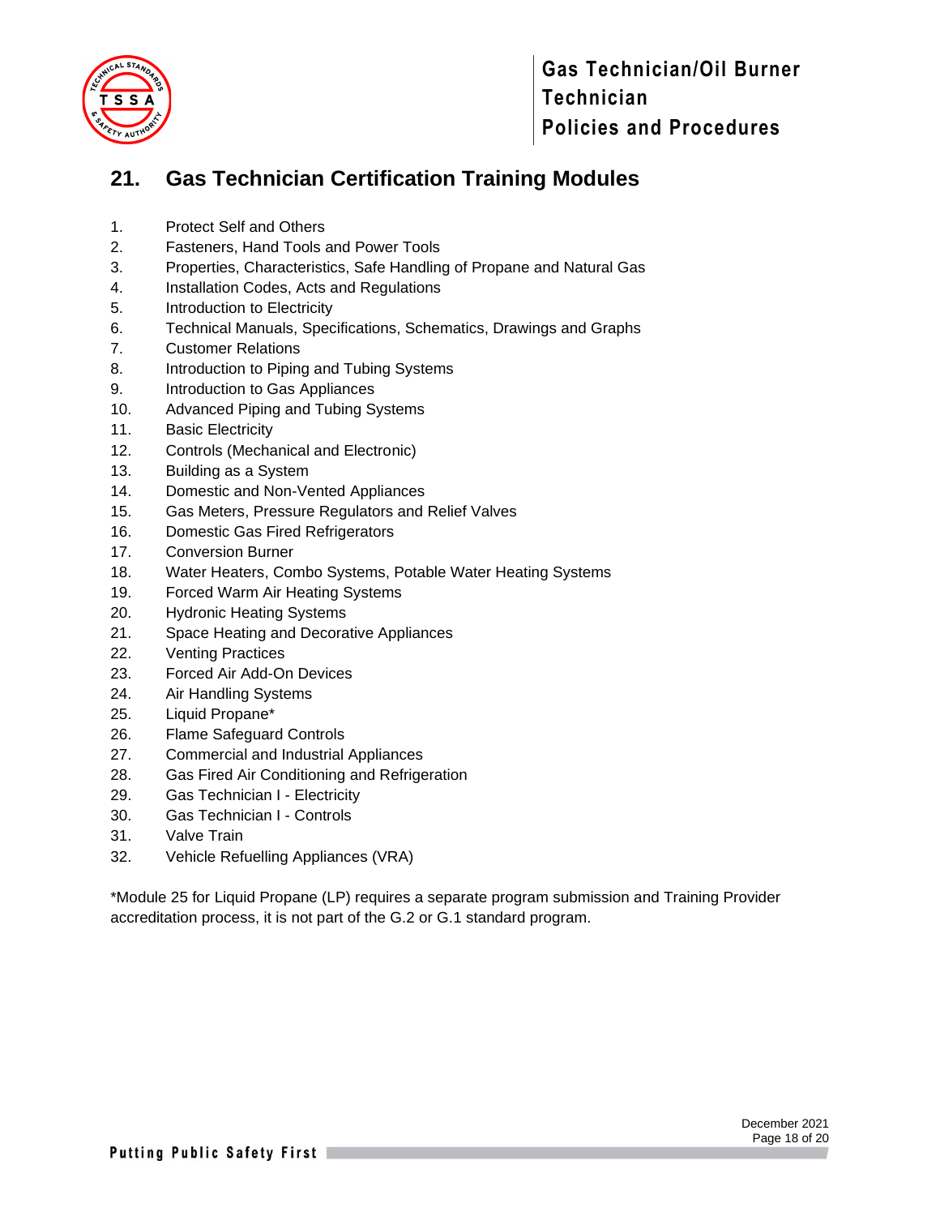## 21. Gas Technician Certification Training Modules

1. Protect Self and Others
2. Fasteners, Hand Tools and Power Tools
3. Properties, Characteristics, Safe Handling of Propane and Natural Gas
4. Installation Codes, Acts and Regulations
5. Introduction to Electricity
6. Technical Manuals, Specifications, Schematics, Drawings and Graphs
7. Customer Relations
8. Introduction to Piping and Tubing Systems
9. Introduction to Gas Appliances
10. Advanced Piping and Tubing Systems
11. Basic Electricity
12. Controls (Mechanical and Electronic)
13. Building as a System
14. Domestic and Non-Vented Appliances
15. Gas Meters, Pressure Regulators and Relief Valves
16. Domestic Gas Fired Refrigerators
17. Conversion Burner
18. Water Heaters, Combo Systems, Potable Water Heating Systems
19. Forced Warm Air Heating Systems
20. Hydronic Heating Systems
21. Space Heating and Decorative Appliances
22. Venting Practices
23. Forced Air Add-On Devices
24. Air Handling Systems
25. Liquid Propane*
26. Flame Safeguard Controls
27. Commercial and Industrial Appliances
28. Gas Fired Air Conditioning and Refrigeration
29. Gas Technician I - Electricity
30. Gas Technician I - Controls
31. Valve Train
32. Vehicle Refuelling Appliances (VRA)

*Module 25 for Liquid Propane (LP) requires a separate program submission and Training Provider accreditation process, it is not part of the G.2 or G.1 standard program.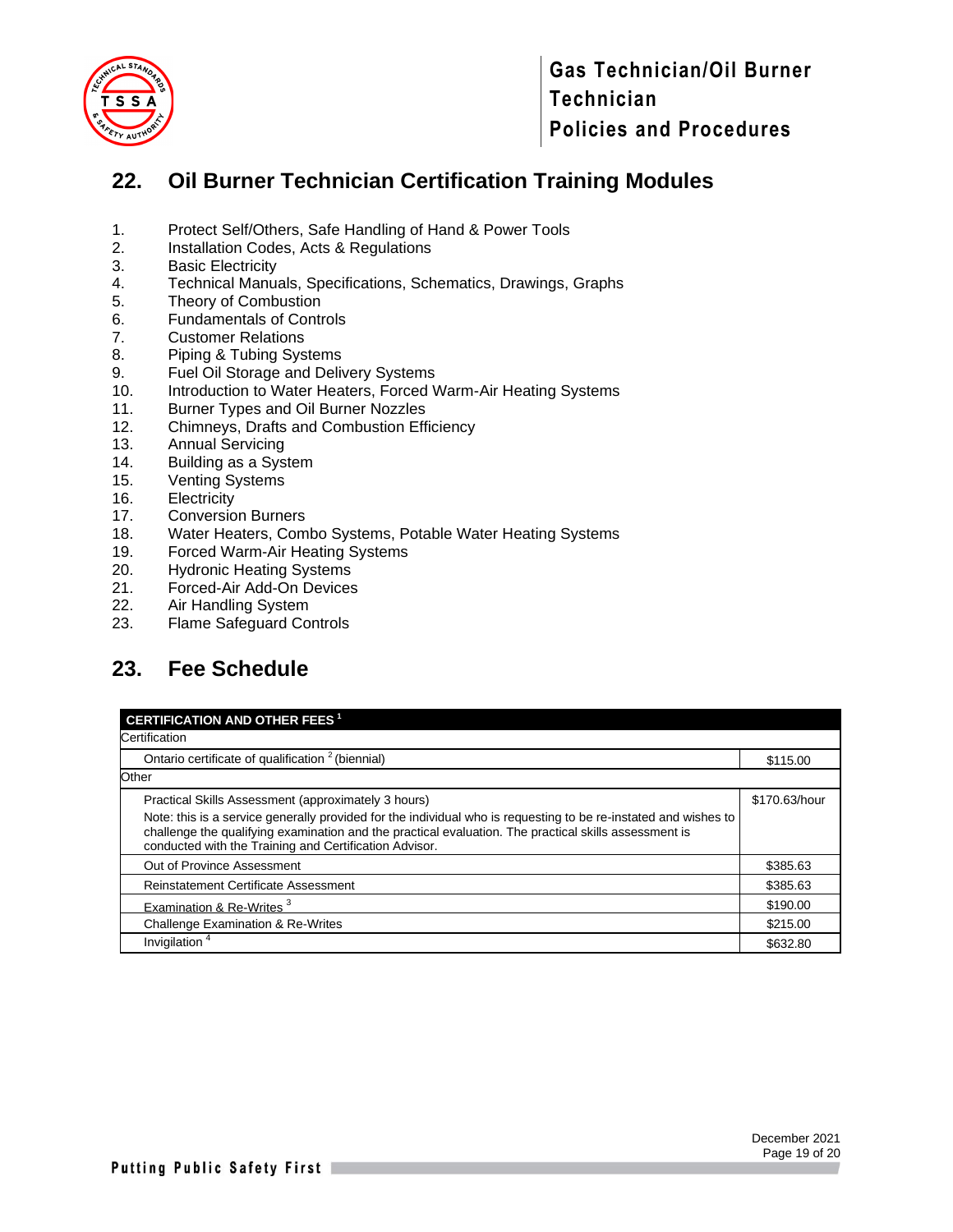## 22. Oil Burner Technician Certification Training Modules

1. Protect Self/Others, Safe Handling of Hand & Power Tools
2. Installation Codes, Acts & Regulations
3. Basic Electricity
4. Technical Manuals, Specifications, Schematics, Drawings, Graphs
5. Theory of Combustion
6. Fundamentals of Controls
7. Customer Relations
8. Piping & Tubing Systems
9. Fuel Oil Storage and Delivery Systems
10. Introduction to Water Heaters, Forced Warm-Air Heating Systems
11. Burner Types and Oil Burner Nozzles
12. Chimneys, Drafts and Combustion Efficiency
13. Annual Servicing
14. Building as a System
15. Venting Systems
16. Electricity
17. Conversion Burners
18. Water Heaters, Combo Systems, Potable Water Heating Systems
19. Forced Warm-Air Heating Systems
20. Hydronic Heating Systems
21. Forced-Air Add-On Devices
22. Air Handling System
23. Flame Safeguard Controls

## 23. Fee Schedule

| CERTIFICATION AND OTHER FEES [1] | |
|---|---|
| Certification | |
| Ontario certificate of qualification [2] (biennial) | $115.00 |
| Other | |
| Practical Skills Assessment (approximately 3 hours)<br>Note: this is a service generally provided for the individual who is requesting to be re-instated and wishes to challenge the qualifying examination and the practical evaluation. The practical skills assessment is conducted with the Training and Certification Advisor. | $170.63/hour |
| Out of Province Assessment | $385.63 |
| Reinstatement Certificate Assessment | $385.63 |
| Examination & Re-Writes [3] | $190.00 |
| Challenge Examination & Re-Writes | $215.00 |
| Invigilation [4] | $632.80 |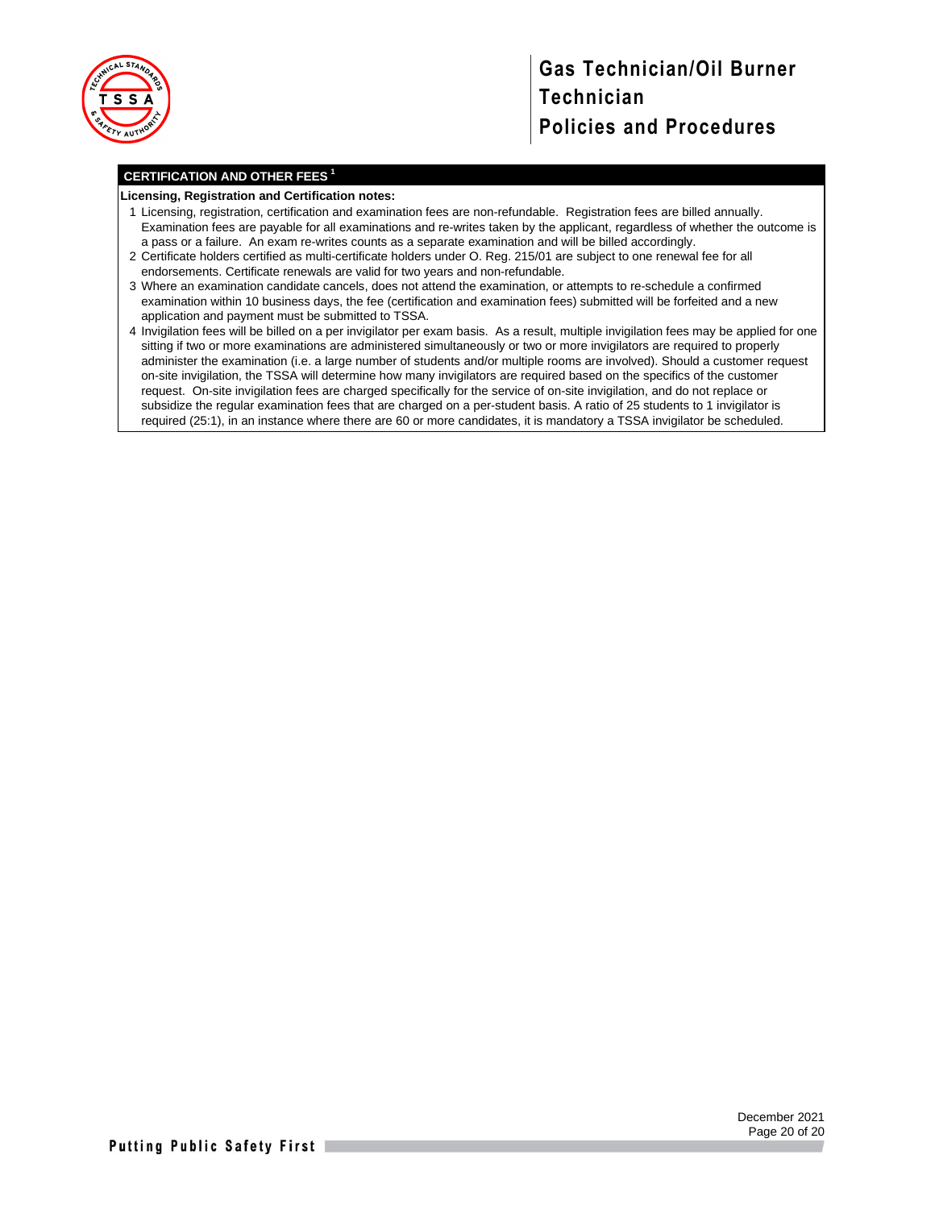## CERTIFICATION AND OTHER FEES [1]

**Licensing, Registration and Certification notes:**

1. Licensing, registration, certification and examination fees are non-refundable. Registration fees are billed annually. Examination fees are payable for all examinations and re-writes taken by the applicant, regardless of whether the outcome is a pass or a failure. An exam re-writes counts as a separate examination and will be billed accordingly.
2. Certificate holders certified as multi-certificate holders under O. Reg. 215/01 are subject to one renewal fee for all endorsements. Certificate renewals are valid for two years and non-refundable.
3. Where an examination candidate cancels, does not attend the examination, or attempts to re-schedule a confirmed examination within 10 business days, the fee (certification and examination fees) submitted will be forfeited and a new application and payment must be submitted to TSSA.
4. Invigilation fees will be billed on a per invigilator per exam basis. As a result, multiple invigilation fees may be applied for one sitting if two or more examinations are administered simultaneously or two or more invigilators are required to properly administer the examination (i.e. a large number of students and/or multiple rooms are involved). Should a customer request on-site invigilation, the TSSA will determine how many invigilators are required based on the specifics of the customer request. On-site invigilation fees are charged specifically for the service of on-site invigilation, and do not replace or subsidize the regular examination fees that are charged on a per-student basis. A ratio of 25 students to 1 invigilator is required (25:1), in an instance where there are 60 or more candidates, it is mandatory a TSSA invigilator be scheduled.